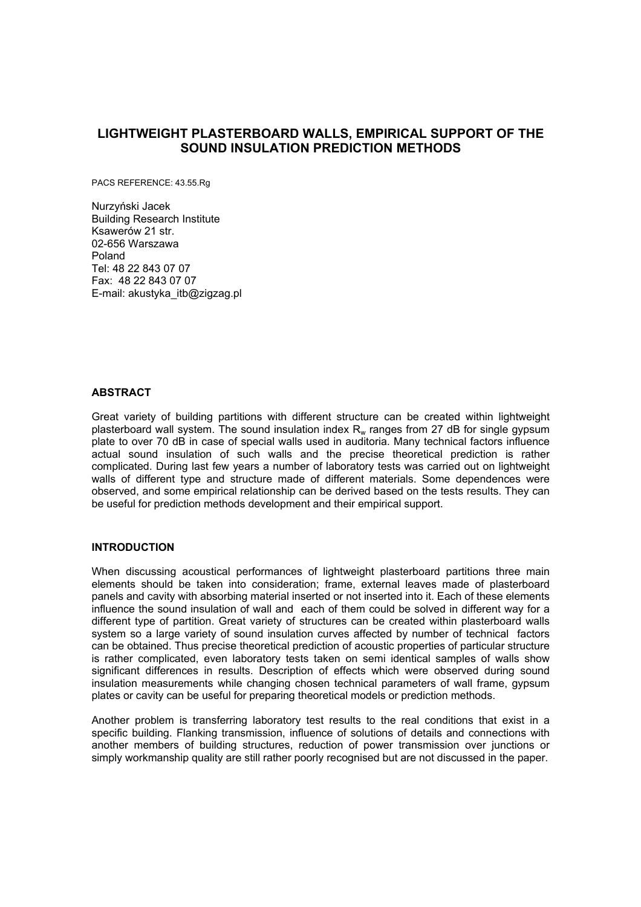# LIGHTWEIGHT PLASTERBOARD WALLS, EMPIRICAL SUPPORT OF THE SOUND INSULATION PREDICTION METHODS

PACS REFERENCE: 43.55.Rg

Nurzyński Jacek
Building Research Institute
Ksawerów 21 str.
02-656 Warszawa
Poland
Tel: 48 22 843 07 07
Fax: 48 22 843 07 07
E-mail: akustyka_itb@zigzag.pl

## ABSTRACT

Great variety of building partitions with different structure can be created within lightweight plasterboard wall system. The sound insulation index $R_w$ ranges from 27 dB for single gypsum plate to over 70 dB in case of special walls used in auditoria. Many technical factors influence actual sound insulation of such walls and the precise theoretical prediction is rather complicated. During last few years a number of laboratory tests was carried out on lightweight walls of different type and structure made of different materials. Some dependences were observed, and some empirical relationship can be derived based on the tests results. They can be useful for prediction methods development and their empirical support.

## INTRODUCTION

When discussing acoustical performances of lightweight plasterboard partitions three main elements should be taken into consideration; frame, external leaves made of plasterboard panels and cavity with absorbing material inserted or not inserted into it. Each of these elements influence the sound insulation of wall and each of them could be solved in different way for a different type of partition. Great variety of structures can be created within plasterboard walls system so a large variety of sound insulation curves affected by number of technical factors can be obtained. Thus precise theoretical prediction of acoustic properties of particular structure is rather complicated, even laboratory tests taken on semi identical samples of walls show significant differences in results. Description of effects which were observed during sound insulation measurements while changing chosen technical parameters of wall frame, gypsum plates or cavity can be useful for preparing theoretical models or prediction methods.

Another problem is transferring laboratory test results to the real conditions that exist in a specific building. Flanking transmission, influence of solutions of details and connections with another members of building structures, reduction of power transmission over junctions or simply workmanship quality are still rather poorly recognised but are not discussed in the paper.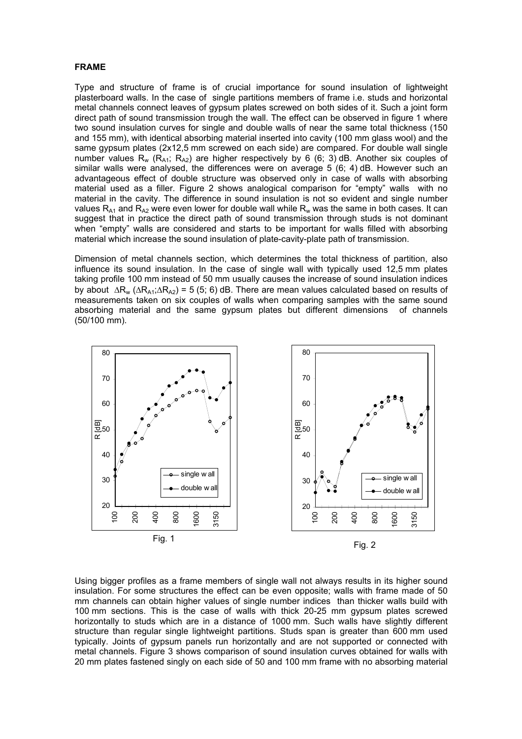**FRAME**

Type and structure of frame is of crucial importance for sound insulation of lightweight plasterboard walls. In the case of single partitions members of frame i.e. studs and horizontal metal channels connect leaves of gypsum plates screwed on both sides of it. Such a joint form direct path of sound transmission trough the wall. The effect can be observed in figure 1 where two sound insulation curves for single and double walls of near the same total thickness (150 and 155 mm), with identical absorbing material inserted into cavity (100 mm glass wool) and the same gypsum plates (2x12,5 mm screwed on each side) are compared. For double wall single number values $R_w$ ($R_{A1}$; $R_{A2}$) are higher respectively by 6 (6; 3) dB. Another six couples of similar walls were analysed, the differences were on average 5 (6; 4) dB. However such an advantageous effect of double structure was observed only in case of walls with absorbing material used as a filler. Figure 2 shows analogical comparison for "empty" walls with no material in the cavity. The difference in sound insulation is not so evident and single number values $R_{A1}$ and $R_{A2}$ were even lower for double wall while $R_w$ was the same in both cases. It can suggest that in practice the direct path of sound transmission through studs is not dominant when "empty" walls are considered and starts to be important for walls filled with absorbing material which increase the sound insulation of plate-cavity-plate path of transmission.

Dimension of metal channels section, which determines the total thickness of partition, also influence its sound insulation. In the case of single wall with typically used 12,5 mm plates taking profile 100 mm instead of 50 mm usually causes the increase of sound insulation indices by about $\Delta R_w$ ($\Delta R_{A1}$;$\Delta R_{A2}$) = 5 (5; 6) dB. There are mean values calculated based on results of measurements taken on six couples of walls when comparing samples with the same sound absorbing material and the same gypsum plates but different dimensions of channels (50/100 mm).

Fig. 1

Fig. 2

Using bigger profiles as a frame members of single wall not always results in its higher sound insulation. For some structures the effect can be even opposite; walls with frame made of 50 mm channels can obtain higher values of single number indices than thicker walls build with 100 mm sections. This is the case of walls with thick 20-25 mm gypsum plates screwed horizontally to studs which are in a distance of 1000 mm. Such walls have slightly different structure than regular single lightweight partitions. Studs span is greater than 600 mm used typically. Joints of gypsum panels run horizontally and are not supported or connected with metal channels. Figure 3 shows comparison of sound insulation curves obtained for walls with 20 mm plates fastened singly on each side of 50 and 100 mm frame with no absorbing material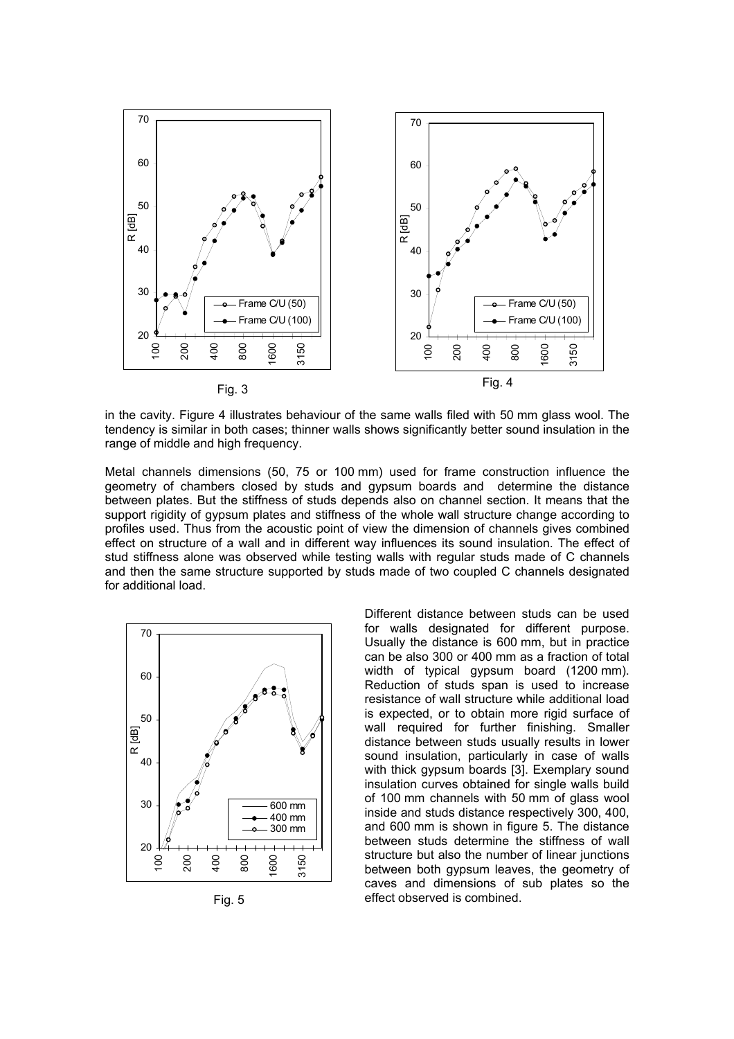Fig. 3

Fig. 4

in the cavity. Figure 4 illustrates behaviour of the same walls filed with 50 mm glass wool. The tendency is similar in both cases; thinner walls shows significantly better sound insulation in the range of middle and high frequency.

Metal channels dimensions (50, 75 or 100 mm) used for frame construction influence the geometry of chambers closed by studs and gypsum boards and determine the distance between plates. But the stiffness of studs depends also on channel section. It means that the support rigidity of gypsum plates and stiffness of the whole wall structure change according to profiles used. Thus from the acoustic point of view the dimension of channels gives combined effect on structure of a wall and in different way influences its sound insulation. The effect of stud stiffness alone was observed while testing walls with regular studs made of C channels and then the same structure supported by studs made of two coupled C channels designated for additional load.

Fig. 5

Different distance between studs can be used for walls designated for different purpose. Usually the distance is 600 mm, but in practice can be also 300 or 400 mm as a fraction of total width of typical gypsum board (1200 mm). Reduction of studs span is used to increase resistance of wall structure while additional load is expected, or to obtain more rigid surface of wall required for further finishing. Smaller distance between studs usually results in lower sound insulation, particularly in case of walls with thick gypsum boards [3]. Exemplary sound insulation curves obtained for single walls build of 100 mm channels with 50 mm of glass wool inside and studs distance respectively 300, 400, and 600 mm is shown in figure 5. The distance between studs determine the stiffness of wall structure but also the number of linear junctions between both gypsum leaves, the geometry of caves and dimensions of sub plates so the effect observed is combined.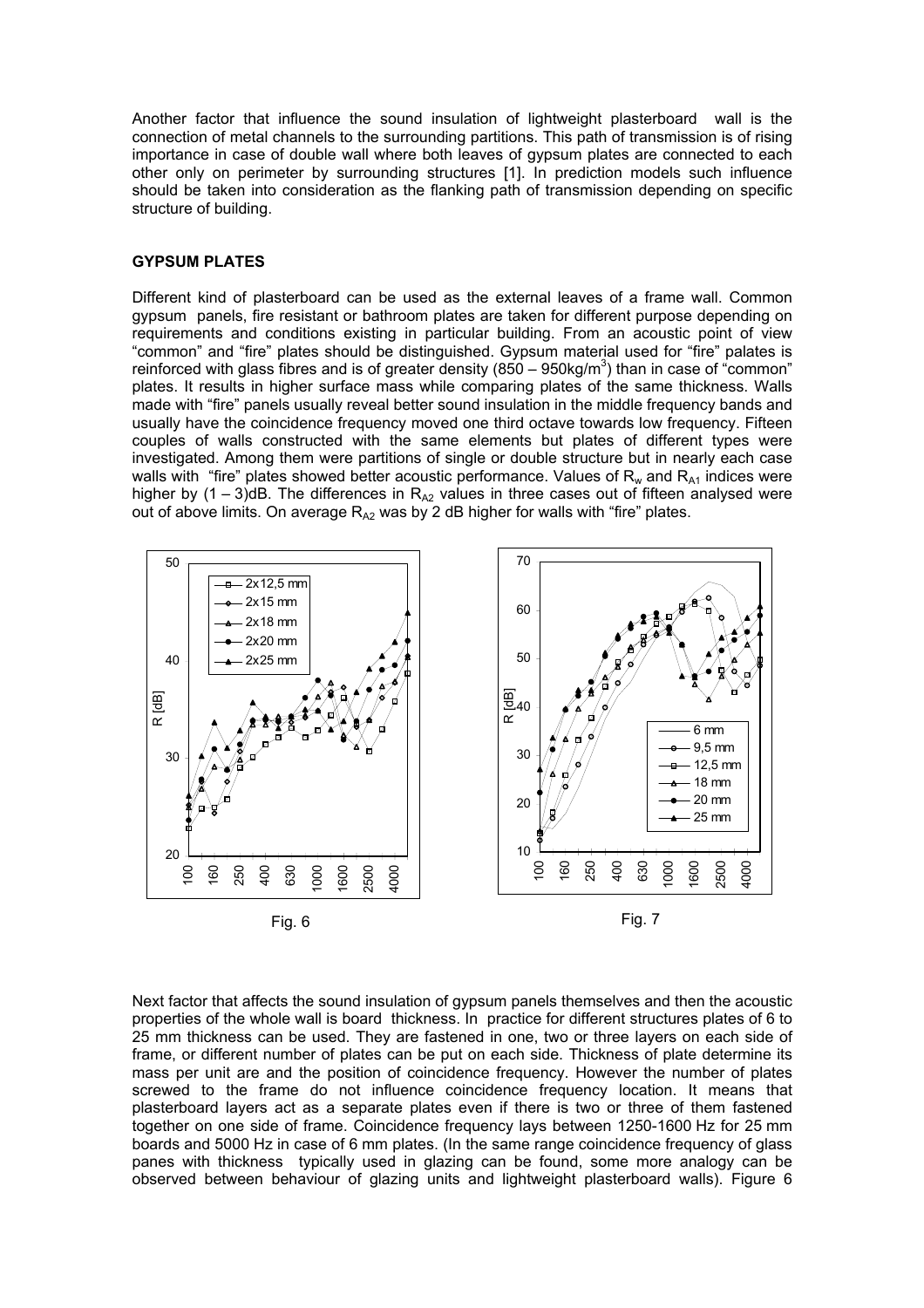Another factor that influence the sound insulation of lightweight plasterboard wall is the connection of metal channels to the surrounding partitions. This path of transmission is of rising importance in case of double wall where both leaves of gypsum plates are connected to each other only on perimeter by surrounding structures [1]. In prediction models such influence should be taken into consideration as the flanking path of transmission depending on specific structure of building.

## GYPSUM PLATES

Different kind of plasterboard can be used as the external leaves of a frame wall. Common gypsum panels, fire resistant or bathroom plates are taken for different purpose depending on requirements and conditions existing in particular building. From an acoustic point of view "common" and "fire" plates should be distinguished. Gypsum material used for "fire" palates is reinforced with glass fibres and is of greater density ($850 - 950 kg/m^3$) than in case of "common" plates. It results in higher surface mass while comparing plates of the same thickness. Walls made with "fire" panels usually reveal better sound insulation in the middle frequency bands and usually have the coincidence frequency moved one third octave towards low frequency. Fifteen couples of walls constructed with the same elements but plates of different types were investigated. Among them were partitions of single or double structure but in nearly each case walls with "fire" plates showed better acoustic performance. Values of $R_w$ and $R_{A1}$ indices were higher by (1 – 3)dB. The differences in $R_{A2}$ values in three cases out of fifteen analysed were out of above limits. On average $R_{A2}$ was by 2 dB higher for walls with "fire" plates.

Fig. 6

Fig. 7

Next factor that affects the sound insulation of gypsum panels themselves and then the acoustic properties of the whole wall is board thickness. In practice for different structures plates of 6 to 25 mm thickness can be used. They are fastened in one, two or three layers on each side of frame, or different number of plates can be put on each side. Thickness of plate determine its mass per unit are and the position of coincidence frequency. However the number of plates screwed to the frame do not influence coincidence frequency location. It means that plasterboard layers act as a separate plates even if there is two or three of them fastened together on one side of frame. Coincidence frequency lays between 1250-1600 Hz for 25 mm boards and 5000 Hz in case of 6 mm plates. (In the same range coincidence frequency of glass panes with thickness typically used in glazing can be found, some more analogy can be observed between behaviour of glazing units and lightweight plasterboard walls). Figure 6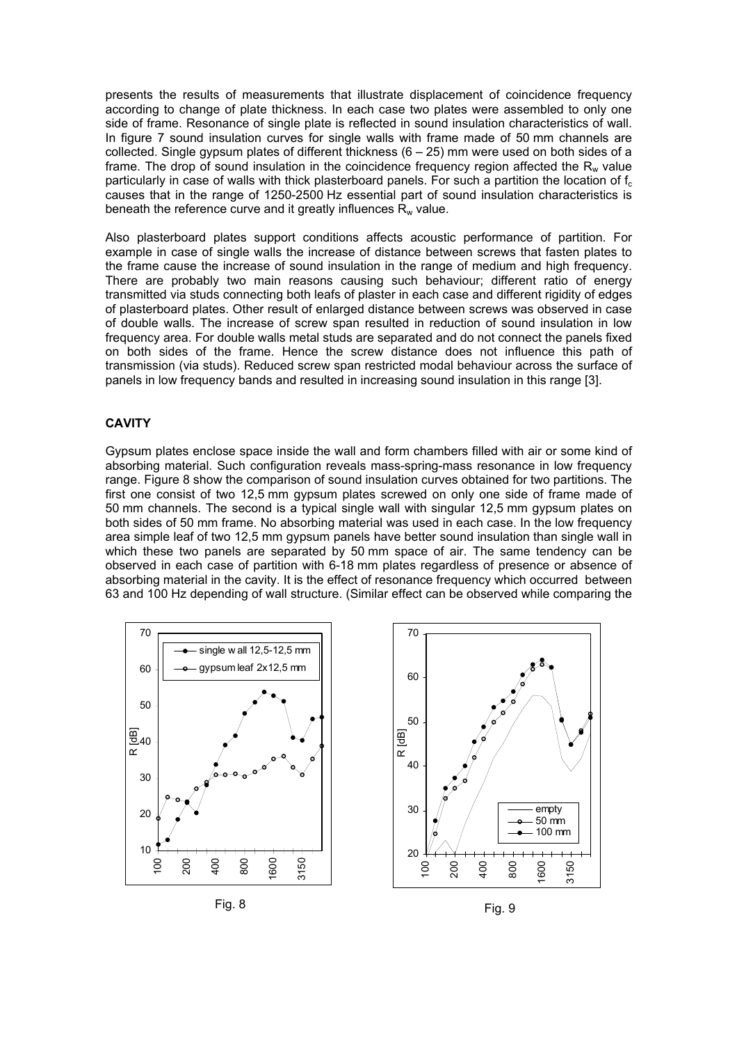presents the results of measurements that illustrate displacement of coincidence frequency according to change of plate thickness. In each case two plates were assembled to only one side of frame. Resonance of single plate is reflected in sound insulation characteristics of wall. In figure 7 sound insulation curves for single walls with frame made of 50 mm channels are collected. Single gypsum plates of different thickness (6 – 25) mm were used on both sides of a frame. The drop of sound insulation in the coincidence frequency region affected the $R_w$ value particularly in case of walls with thick plasterboard panels. For such a partition the location of $f_c$ causes that in the range of 1250-2500 Hz essential part of sound insulation characteristics is beneath the reference curve and it greatly influences $R_w$ value.

Also plasterboard plates support conditions affects acoustic performance of partition. For example in case of single walls the increase of distance between screws that fasten plates to the frame cause the increase of sound insulation in the range of medium and high frequency. There are probably two main reasons causing such behaviour; different ratio of energy transmitted via studs connecting both leafs of plaster in each case and different rigidity of edges of plasterboard plates. Other result of enlarged distance between screws was observed in case of double walls. The increase of screw span resulted in reduction of sound insulation in low frequency area. For double walls metal studs are separated and do not connect the panels fixed on both sides of the frame. Hence the screw distance does not influence this path of transmission (via studs). Reduced screw span restricted modal behaviour across the surface of panels in low frequency bands and resulted in increasing sound insulation in this range [3].

## CAVITY

Gypsum plates enclose space inside the wall and form chambers filled with air or some kind of absorbing material. Such configuration reveals mass-spring-mass resonance in low frequency range. Figure 8 show the comparison of sound insulation curves obtained for two partitions. The first one consist of two 12,5 mm gypsum plates screwed on only one side of frame made of 50 mm channels. The second is a typical single wall with singular 12,5 mm gypsum plates on both sides of 50 mm frame. No absorbing material was used in each case. In the low frequency area simple leaf of two 12,5 mm gypsum panels have better sound insulation than single wall in which these two panels are separated by 50 mm space of air. The same tendency can be observed in each case of partition with 6-18 mm plates regardless of presence or absence of absorbing material in the cavity. It is the effect of resonance frequency which occurred between 63 and 100 Hz depending of wall structure. (Similar effect can be observed while comparing the

Fig. 8

Fig. 9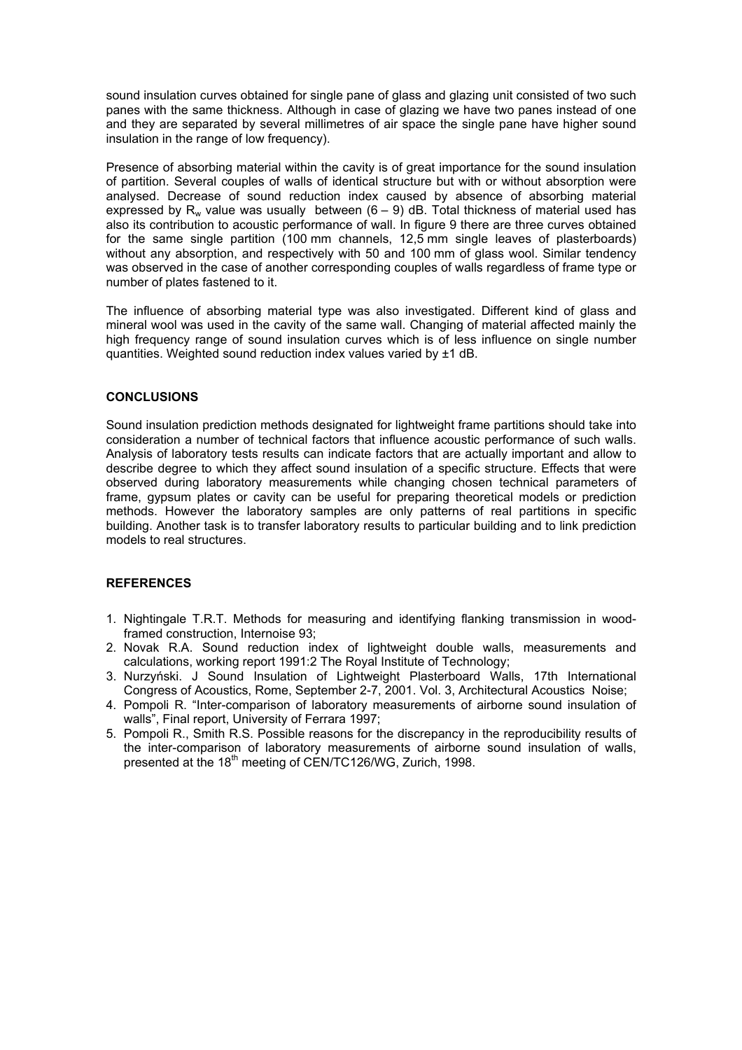sound insulation curves obtained for single pane of glass and glazing unit consisted of two such panes with the same thickness. Although in case of glazing we have two panes instead of one and they are separated by several millimetres of air space the single pane have higher sound insulation in the range of low frequency).

Presence of absorbing material within the cavity is of great importance for the sound insulation of partition. Several couples of walls of identical structure but with or without absorption were analysed. Decrease of sound reduction index caused by absence of absorbing material expressed by $R_w$ value was usually between (6 – 9) dB. Total thickness of material used has also its contribution to acoustic performance of wall. In figure 9 there are three curves obtained for the same single partition (100 mm channels, 12,5 mm single leaves of plasterboards) without any absorption, and respectively with 50 and 100 mm of glass wool. Similar tendency was observed in the case of another corresponding couples of walls regardless of frame type or number of plates fastened to it.

The influence of absorbing material type was also investigated. Different kind of glass and mineral wool was used in the cavity of the same wall. Changing of material affected mainly the high frequency range of sound insulation curves which is of less influence on single number quantities. Weighted sound reduction index values varied by ±1 dB.

## CONCLUSIONS

Sound insulation prediction methods designated for lightweight frame partitions should take into consideration a number of technical factors that influence acoustic performance of such walls. Analysis of laboratory tests results can indicate factors that are actually important and allow to describe degree to which they affect sound insulation of a specific structure. Effects that were observed during laboratory measurements while changing chosen technical parameters of frame, gypsum plates or cavity can be useful for preparing theoretical models or prediction methods. However the laboratory samples are only patterns of real partitions in specific building. Another task is to transfer laboratory results to particular building and to link prediction models to real structures.

## REFERENCES

1. Nightingale T.R.T. Methods for measuring and identifying flanking transmission in wood-framed construction, Internoise 93;
2. Novak R.A. Sound reduction index of lightweight double walls, measurements and calculations, working report 1991:2 The Royal Institute of Technology;
3. Nurzyński. J Sound Insulation of Lightweight Plasterboard Walls, 17th International Congress of Acoustics, Rome, September 2-7, 2001. Vol. 3, Architectural Acoustics Noise;
4. Pompoli R. "Inter-comparison of laboratory measurements of airborne sound insulation of walls", Final report, University of Ferrara 1997;
5. Pompoli R., Smith R.S. Possible reasons for the discrepancy in the reproducibility results of the inter-comparison of laboratory measurements of airborne sound insulation of walls, presented at the 18th meeting of CEN/TC126/WG, Zurich, 1998.